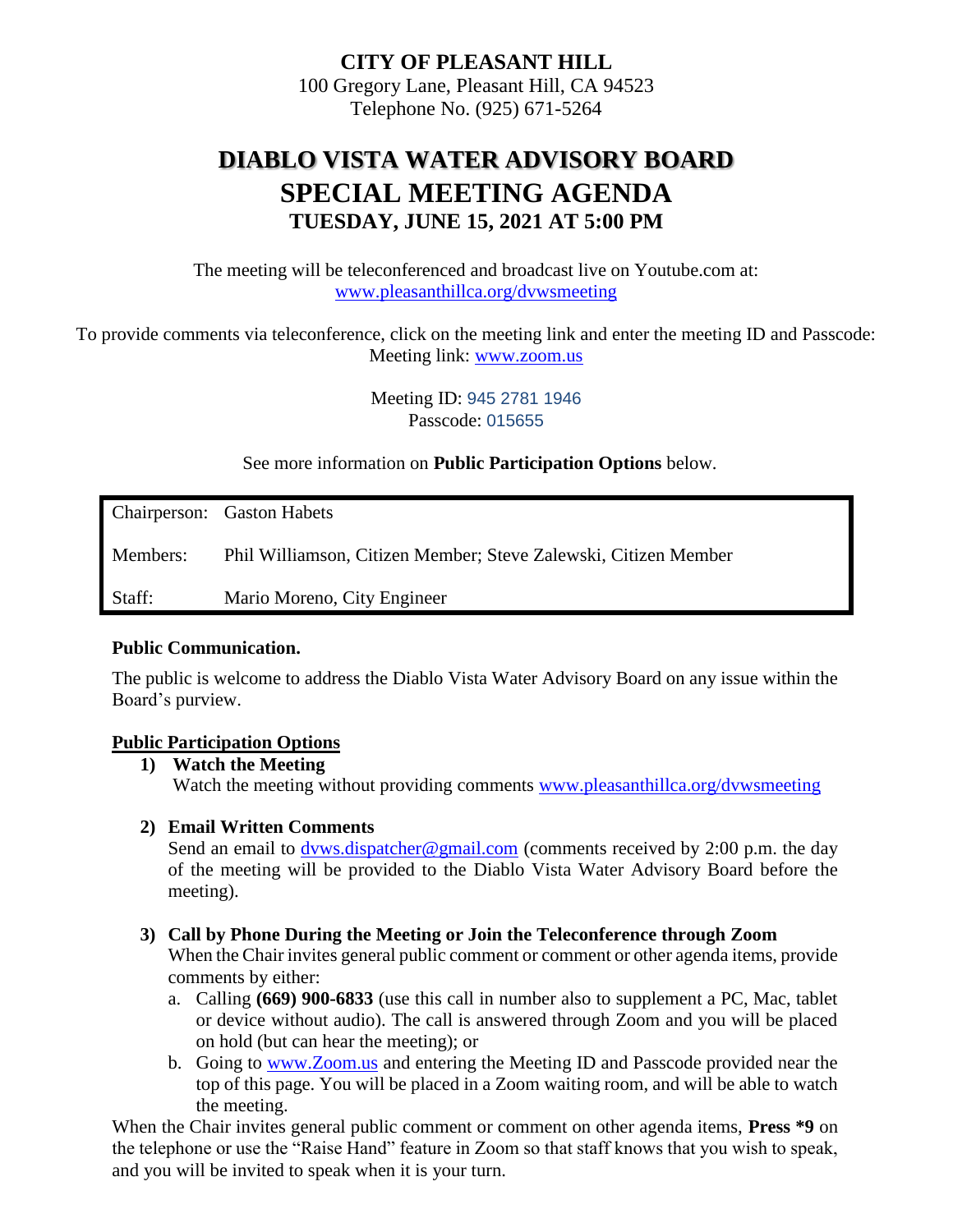# CITY OF PLEASANT HILL

100 Gregory Lane, Pleasant Hill, CA 94523
Telephone No. (925) 671-5264

# DIABLO VISTA WATER ADVISORY BOARD

## SPECIAL MEETING AGENDA

### TUESDAY, JUNE 15, 2021 AT 5:00 PM

The meeting will be teleconferenced and broadcast live on Youtube.com at:
[www.pleasanthillca.org/dvwsmeeting](www.pleasanthillca.org/dvwsmeeting)

To provide comments via teleconference, click on the meeting link and enter the meeting ID and Passcode:
Meeting link: [www.zoom.us](www.zoom.us)

Meeting ID: 945 2781 1946
Passcode: 015655

See more information on **Public Participation Options** below.

| | |
|---|---|
| Chairperson: | Gaston Habets |
| Members: | Phil Williamson, Citizen Member; Steve Zalewski, Citizen Member |
| Staff: | Mario Moreno, City Engineer |

**Public Communication.**

The public is welcome to address the Diablo Vista Water Advisory Board on any issue within the Board's purview.

**Public Participation Options**

1) **Watch the Meeting**
   Watch the meeting without providing comments [www.pleasanthillca.org/dvwsmeeting](www.pleasanthillca.org/dvwsmeeting)

2) **Email Written Comments**
   Send an email to [dvws.dispatcher@gmail.com](mailto:dvws.dispatcher@gmail.com) (comments received by 2:00 p.m. the day of the meeting will be provided to the Diablo Vista Water Advisory Board before the meeting).

3) **Call by Phone During the Meeting or Join the Teleconference through Zoom**
   When the Chair invites general public comment or comment or other agenda items, provide comments by either:
   a. Calling **(669) 900-6833** (use this call in number also to supplement a PC, Mac, tablet or device without audio). The call is answered through Zoom and you will be placed on hold (but can hear the meeting); or
   b. Going to [www.Zoom.us](www.Zoom.us) and entering the Meeting ID and Passcode provided near the top of this page. You will be placed in a Zoom waiting room, and will be able to watch the meeting.

When the Chair invites general public comment or comment on other agenda items, **Press *9** on the telephone or use the "Raise Hand" feature in Zoom so that staff knows that you wish to speak, and you will be invited to speak when it is your turn.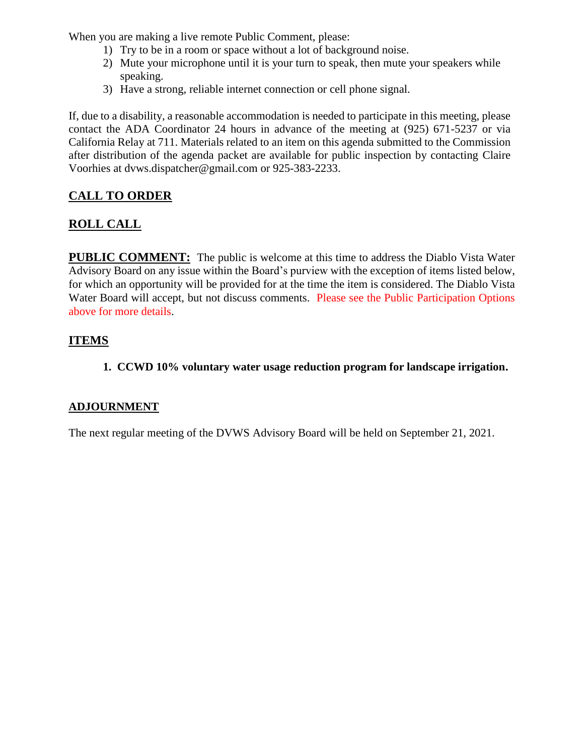When you are making a live remote Public Comment, please:

1) Try to be in a room or space without a lot of background noise.
2) Mute your microphone until it is your turn to speak, then mute your speakers while speaking.
3) Have a strong, reliable internet connection or cell phone signal.

If, due to a disability, a reasonable accommodation is needed to participate in this meeting, please contact the ADA Coordinator 24 hours in advance of the meeting at (925) 671-5237 or via California Relay at 711. Materials related to an item on this agenda submitted to the Commission after distribution of the agenda packet are available for public inspection by contacting Claire Voorhies at dvws.dispatcher@gmail.com or 925-383-2233.

## CALL TO ORDER

## ROLL CALL

**PUBLIC COMMENT:** The public is welcome at this time to address the Diablo Vista Water Advisory Board on any issue within the Board's purview with the exception of items listed below, for which an opportunity will be provided for at the time the item is considered. The Diablo Vista Water Board will accept, but not discuss comments. Please see the Public Participation Options above for more details.

## ITEMS

1. **CCWD 10% voluntary water usage reduction program for landscape irrigation.**

## ADJOURNMENT

The next regular meeting of the DVWS Advisory Board will be held on September 21, 2021.